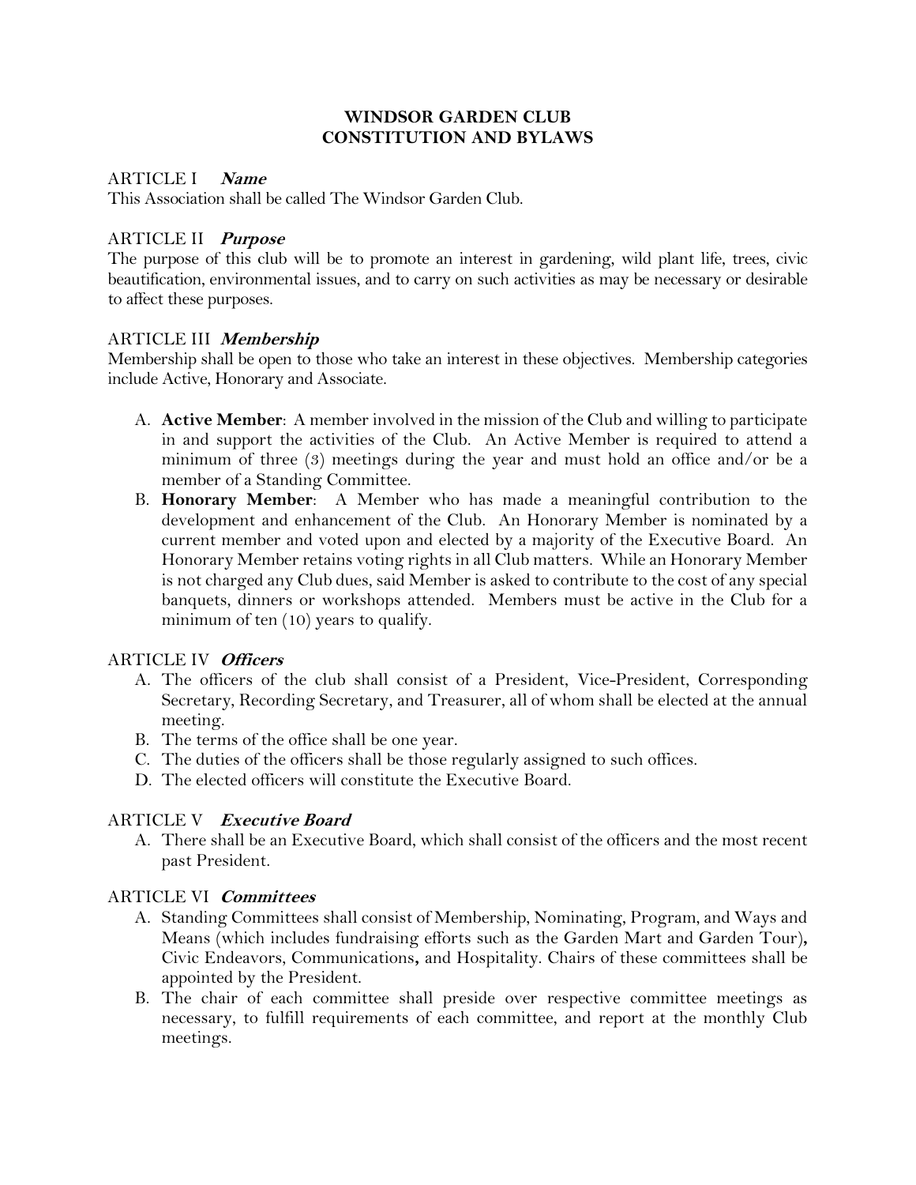# WINDSOR GARDEN CLUB
# CONSTITUTION AND BYLAWS

## ARTICLE I *Name*

This Association shall be called The Windsor Garden Club.

## ARTICLE II *Purpose*

The purpose of this club will be to promote an interest in gardening, wild plant life, trees, civic beautification, environmental issues, and to carry on such activities as may be necessary or desirable to affect these purposes.

## ARTICLE III *Membership*

Membership shall be open to those who take an interest in these objectives. Membership categories include Active, Honorary and Associate.

A. **Active Member**: A member involved in the mission of the Club and willing to participate in and support the activities of the Club. An Active Member is required to attend a minimum of three (3) meetings during the year and must hold an office and/or be a member of a Standing Committee.
B. **Honorary Member**: A Member who has made a meaningful contribution to the development and enhancement of the Club. An Honorary Member is nominated by a current member and voted upon and elected by a majority of the Executive Board. An Honorary Member retains voting rights in all Club matters. While an Honorary Member is not charged any Club dues, said Member is asked to contribute to the cost of any special banquets, dinners or workshops attended. Members must be active in the Club for a minimum of ten (10) years to qualify.

## ARTICLE IV *Officers*

A. The officers of the club shall consist of a President, Vice-President, Corresponding Secretary, Recording Secretary, and Treasurer, all of whom shall be elected at the annual meeting.
B. The terms of the office shall be one year.
C. The duties of the officers shall be those regularly assigned to such offices.
D. The elected officers will constitute the Executive Board.

## ARTICLE V *Executive Board*

A. There shall be an Executive Board, which shall consist of the officers and the most recent past President.

## ARTICLE VI *Committees*

A. Standing Committees shall consist of Membership, Nominating, Program, and Ways and Means (which includes fundraising efforts such as the Garden Mart and Garden Tour), Civic Endeavors, Communications, and Hospitality. Chairs of these committees shall be appointed by the President.
B. The chair of each committee shall preside over respective committee meetings as necessary, to fulfill requirements of each committee, and report at the monthly Club meetings.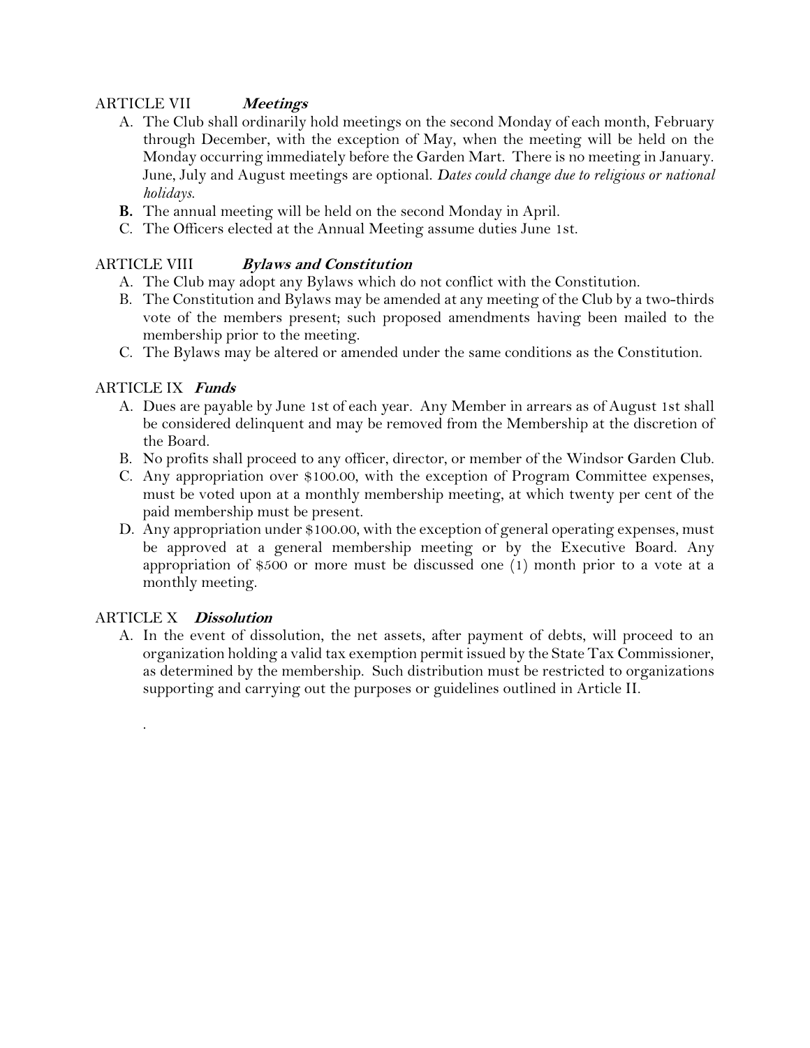## ARTICLE VII *Meetings*

A. The Club shall ordinarily hold meetings on the second Monday of each month, February through December, with the exception of May, when the meeting will be held on the Monday occurring immediately before the Garden Mart. There is no meeting in January. June, July and August meetings are optional. *Dates could change due to religious or national holidays.*

**B.** The annual meeting will be held on the second Monday in April.

C. The Officers elected at the Annual Meeting assume duties June 1st.

## ARTICLE VIII *Bylaws and Constitution*

A. The Club may adopt any Bylaws which do not conflict with the Constitution.

B. The Constitution and Bylaws may be amended at any meeting of the Club by a two-thirds vote of the members present; such proposed amendments having been mailed to the membership prior to the meeting.

C. The Bylaws may be altered or amended under the same conditions as the Constitution.

## ARTICLE IX *Funds*

A. Dues are payable by June 1st of each year. Any Member in arrears as of August 1st shall be considered delinquent and may be removed from the Membership at the discretion of the Board.

B. No profits shall proceed to any officer, director, or member of the Windsor Garden Club.

C. Any appropriation over $100.00, with the exception of Program Committee expenses, must be voted upon at a monthly membership meeting, at which twenty per cent of the paid membership must be present.

D. Any appropriation under $100.00, with the exception of general operating expenses, must be approved at a general membership meeting or by the Executive Board. Any appropriation of $500 or more must be discussed one (1) month prior to a vote at a monthly meeting.

## ARTICLE X *Dissolution*

A. In the event of dissolution, the net assets, after payment of debts, will proceed to an organization holding a valid tax exemption permit issued by the State Tax Commissioner, as determined by the membership. Such distribution must be restricted to organizations supporting and carrying out the purposes or guidelines outlined in Article II.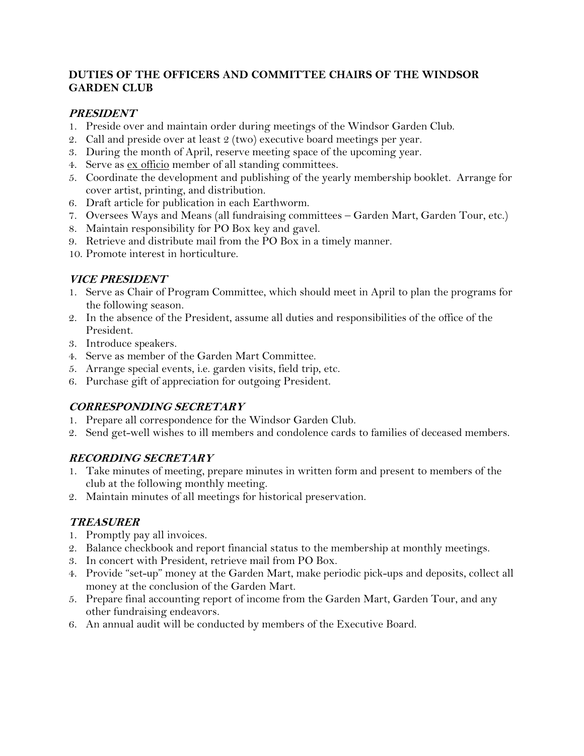## DUTIES OF THE OFFICERS AND COMMITTEE CHAIRS OF THE WINDSOR GARDEN CLUB

### *PRESIDENT*

1. Preside over and maintain order during meetings of the Windsor Garden Club.
2. Call and preside over at least 2 (two) executive board meetings per year.
3. During the month of April, reserve meeting space of the upcoming year.
4. Serve as <u>ex officio</u> member of all standing committees.
5. Coordinate the development and publishing of the yearly membership booklet. Arrange for cover artist, printing, and distribution.
6. Draft article for publication in each Earthworm.
7. Oversees Ways and Means (all fundraising committees – Garden Mart, Garden Tour, etc.)
8. Maintain responsibility for PO Box key and gavel.
9. Retrieve and distribute mail from the PO Box in a timely manner.
10. Promote interest in horticulture.

### *VICE PRESIDENT*

1. Serve as Chair of Program Committee, which should meet in April to plan the programs for the following season.
2. In the absence of the President, assume all duties and responsibilities of the office of the President.
3. Introduce speakers.
4. Serve as member of the Garden Mart Committee.
5. Arrange special events, i.e. garden visits, field trip, etc.
6. Purchase gift of appreciation for outgoing President.

### *CORRESPONDING SECRETARY*

1. Prepare all correspondence for the Windsor Garden Club.
2. Send get-well wishes to ill members and condolence cards to families of deceased members.

### *RECORDING SECRETARY*

1. Take minutes of meeting, prepare minutes in written form and present to members of the club at the following monthly meeting.
2. Maintain minutes of all meetings for historical preservation.

### *TREASURER*

1. Promptly pay all invoices.
2. Balance checkbook and report financial status to the membership at monthly meetings.
3. In concert with President, retrieve mail from PO Box.
4. Provide "set-up" money at the Garden Mart, make periodic pick-ups and deposits, collect all money at the conclusion of the Garden Mart.
5. Prepare final accounting report of income from the Garden Mart, Garden Tour, and any other fundraising endeavors.
6. An annual audit will be conducted by members of the Executive Board.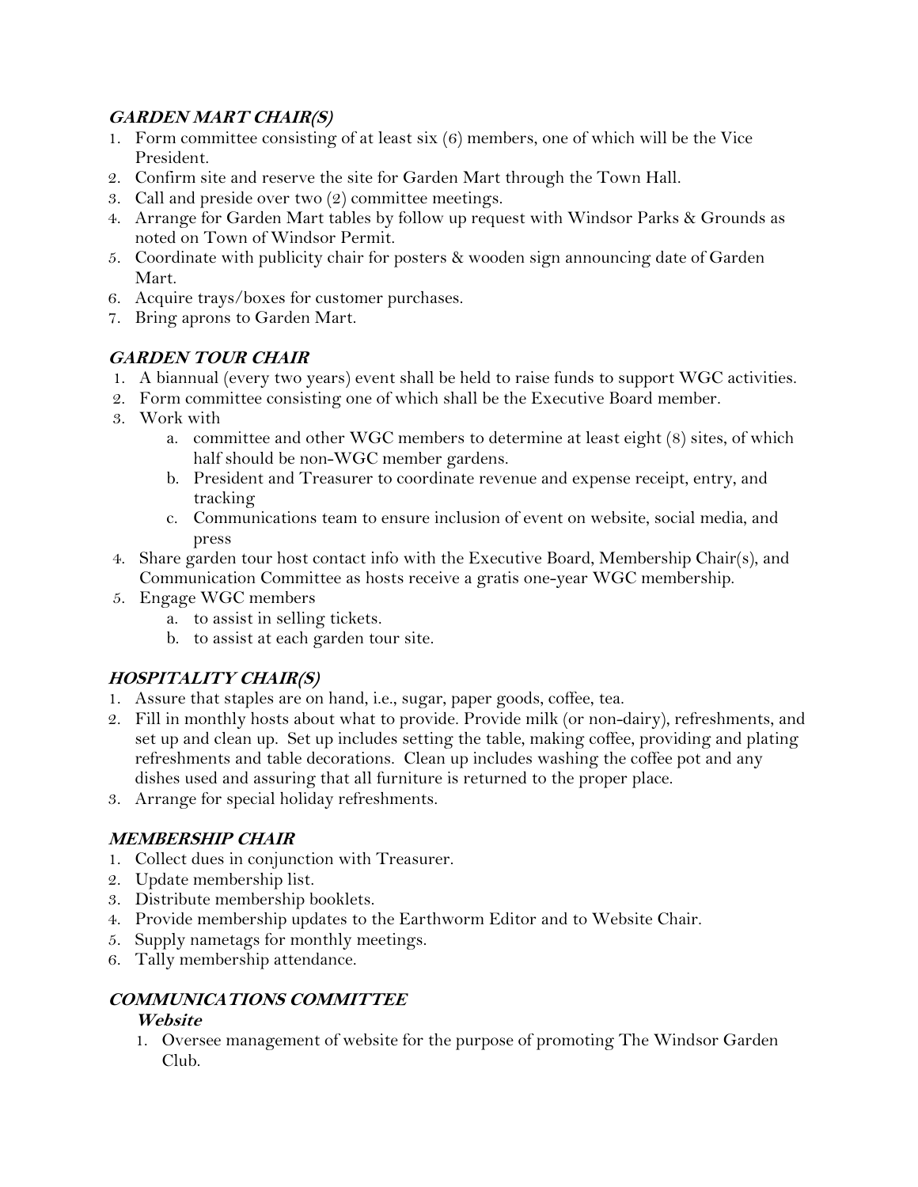### *GARDEN MART CHAIR(S)*

1. Form committee consisting of at least six (6) members, one of which will be the Vice President.
2. Confirm site and reserve the site for Garden Mart through the Town Hall.
3. Call and preside over two (2) committee meetings.
4. Arrange for Garden Mart tables by follow up request with Windsor Parks & Grounds as noted on Town of Windsor Permit.
5. Coordinate with publicity chair for posters & wooden sign announcing date of Garden Mart.
6. Acquire trays/boxes for customer purchases.
7. Bring aprons to Garden Mart.

### *GARDEN TOUR CHAIR*

1. A biannual (every two years) event shall be held to raise funds to support WGC activities.
2. Form committee consisting one of which shall be the Executive Board member.
3. Work with
   a. committee and other WGC members to determine at least eight (8) sites, of which half should be non-WGC member gardens.
   b. President and Treasurer to coordinate revenue and expense receipt, entry, and tracking
   c. Communications team to ensure inclusion of event on website, social media, and press
4. Share garden tour host contact info with the Executive Board, Membership Chair(s), and Communication Committee as hosts receive a gratis one-year WGC membership.
5. Engage WGC members
   a. to assist in selling tickets.
   b. to assist at each garden tour site.

### *HOSPITALITY CHAIR(S)*

1. Assure that staples are on hand, i.e., sugar, paper goods, coffee, tea.
2. Fill in monthly hosts about what to provide. Provide milk (or non-dairy), refreshments, and set up and clean up. Set up includes setting the table, making coffee, providing and plating refreshments and table decorations. Clean up includes washing the coffee pot and any dishes used and assuring that all furniture is returned to the proper place.
3. Arrange for special holiday refreshments.

### *MEMBERSHIP CHAIR*

1. Collect dues in conjunction with Treasurer.
2. Update membership list.
3. Distribute membership booklets.
4. Provide membership updates to the Earthworm Editor and to Website Chair.
5. Supply nametags for monthly meetings.
6. Tally membership attendance.

### *COMMUNICATIONS COMMITTEE*

#### *Website*

1. Oversee management of website for the purpose of promoting The Windsor Garden Club.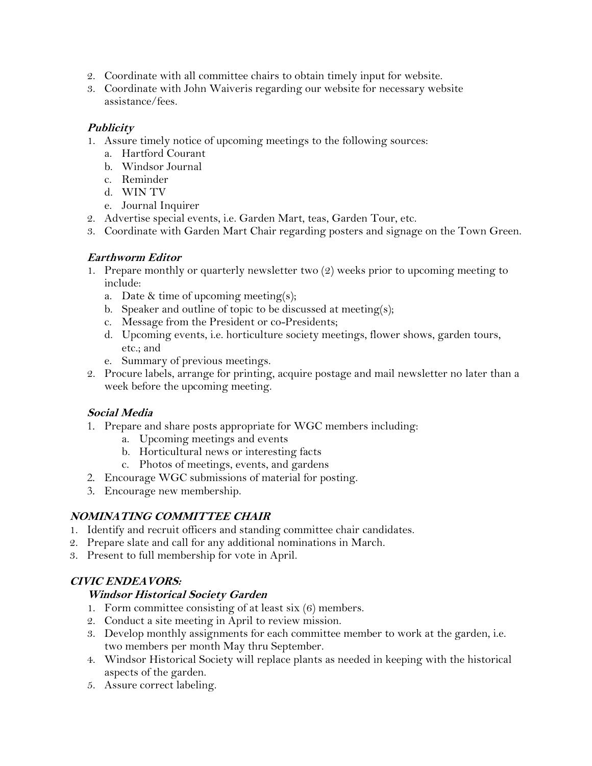2. Coordinate with all committee chairs to obtain timely input for website.
3. Coordinate with John Waiveris regarding our website for necessary website assistance/fees.

### ***Publicity***

1. Assure timely notice of upcoming meetings to the following sources:
   a. Hartford Courant
   b. Windsor Journal
   c. Reminder
   d. WIN TV
   e. Journal Inquirer
2. Advertise special events, i.e. Garden Mart, teas, Garden Tour, etc.
3. Coordinate with Garden Mart Chair regarding posters and signage on the Town Green.

### ***Earthworm Editor***

1. Prepare monthly or quarterly newsletter two (2) weeks prior to upcoming meeting to include:
   a. Date & time of upcoming meeting(s);
   b. Speaker and outline of topic to be discussed at meeting(s);
   c. Message from the President or co-Presidents;
   d. Upcoming events, i.e. horticulture society meetings, flower shows, garden tours, etc.; and
   e. Summary of previous meetings.
2. Procure labels, arrange for printing, acquire postage and mail newsletter no later than a week before the upcoming meeting.

### ***Social Media***

1. Prepare and share posts appropriate for WGC members including:
   a. Upcoming meetings and events
   b. Horticultural news or interesting facts
   c. Photos of meetings, events, and gardens
2. Encourage WGC submissions of material for posting.
3. Encourage new membership.

## ***NOMINATING COMMITTEE CHAIR***

1. Identify and recruit officers and standing committee chair candidates.
2. Prepare slate and call for any additional nominations in March.
3. Present to full membership for vote in April.

## ***CIVIC ENDEAVORS:***

### ***Windsor Historical Society Garden***

1. Form committee consisting of at least six (6) members.
2. Conduct a site meeting in April to review mission.
3. Develop monthly assignments for each committee member to work at the garden, i.e. two members per month May thru September.
4. Windsor Historical Society will replace plants as needed in keeping with the historical aspects of the garden.
5. Assure correct labeling.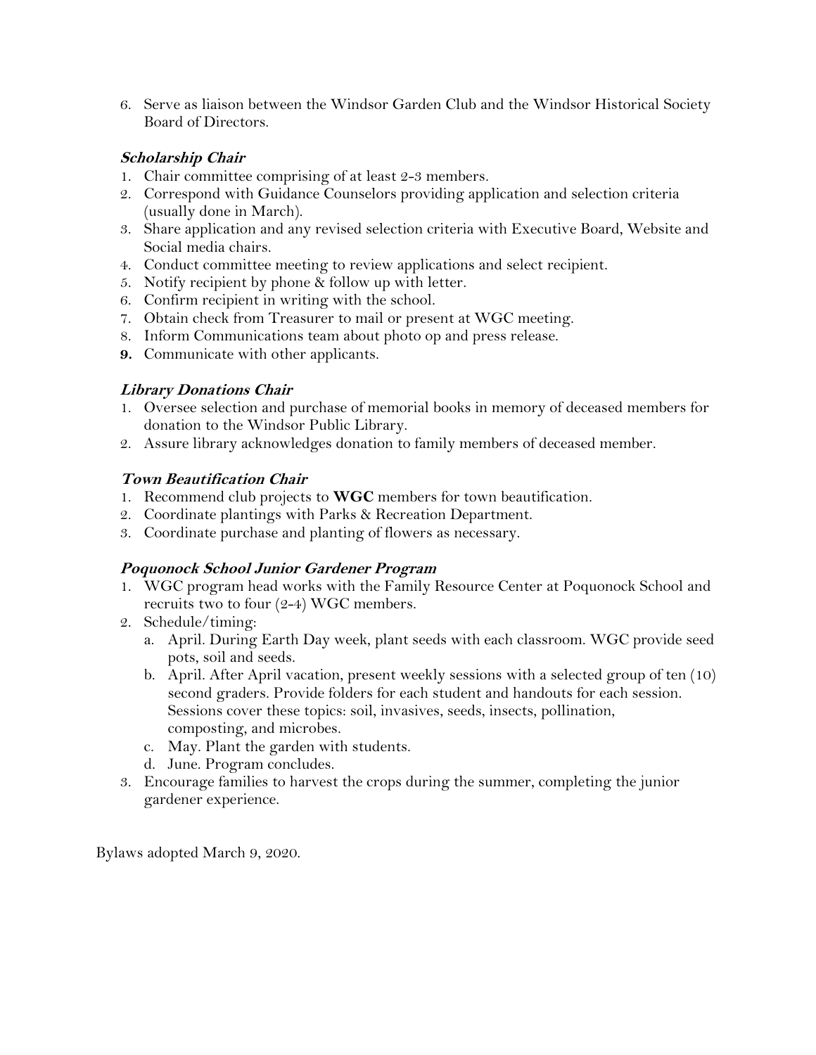6. Serve as liaison between the Windsor Garden Club and the Windsor Historical Society Board of Directors.

***Scholarship Chair***

1. Chair committee comprising of at least 2-3 members.
2. Correspond with Guidance Counselors providing application and selection criteria (usually done in March).
3. Share application and any revised selection criteria with Executive Board, Website and Social media chairs.
4. Conduct committee meeting to review applications and select recipient.
5. Notify recipient by phone & follow up with letter.
6. Confirm recipient in writing with the school.
7. Obtain check from Treasurer to mail or present at WGC meeting.
8. Inform Communications team about photo op and press release.
9. Communicate with other applicants.

***Library Donations Chair***

1. Oversee selection and purchase of memorial books in memory of deceased members for donation to the Windsor Public Library.
2. Assure library acknowledges donation to family members of deceased member.

***Town Beautification Chair***

1. Recommend club projects to **WGC** members for town beautification.
2. Coordinate plantings with Parks & Recreation Department.
3. Coordinate purchase and planting of flowers as necessary.

***Poquonock School Junior Gardener Program***

1. WGC program head works with the Family Resource Center at Poquonock School and recruits two to four (2-4) WGC members.
2. Schedule/timing:
   a. April. During Earth Day week, plant seeds with each classroom. WGC provide seed pots, soil and seeds.
   b. April. After April vacation, present weekly sessions with a selected group of ten (10) second graders. Provide folders for each student and handouts for each session. Sessions cover these topics: soil, invasives, seeds, insects, pollination, composting, and microbes.
   c. May. Plant the garden with students.
   d. June. Program concludes.
3. Encourage families to harvest the crops during the summer, completing the junior gardener experience.

Bylaws adopted March 9, 2020.